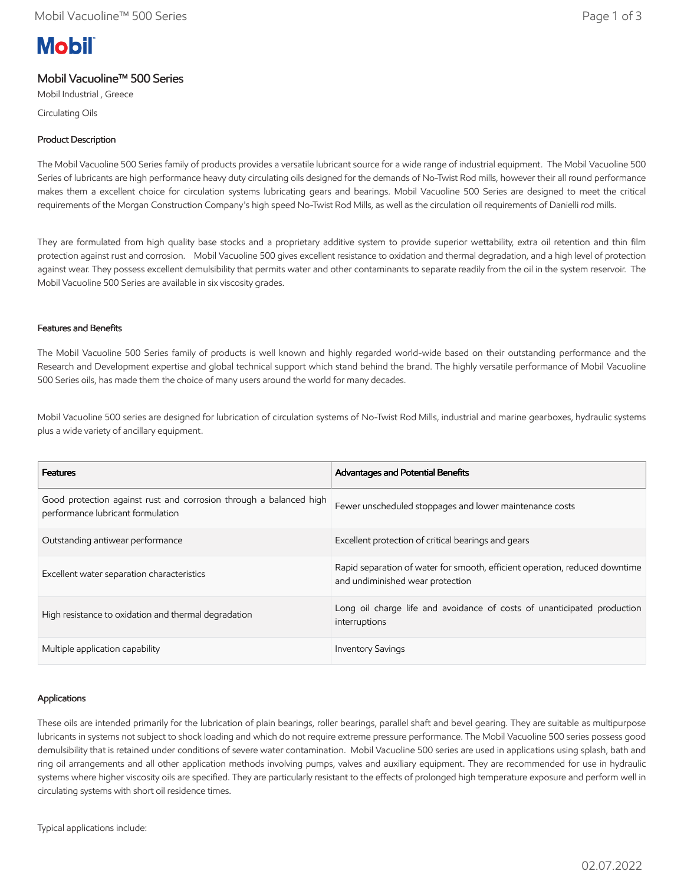# Mobil Vacuoline™ 500 Series

Mobil Industrial , Greece

Circulating Oils

## Product Description

The Mobil Vacuoline 500 Series family of products provides a versatile lubricant source for a wide range of industrial equipment. The Mobil Vacuoline 500 Series of lubricants are high performance heavy duty circulating oils designed for the demands of No-Twist Rod mills, however their all round performance makes them a excellent choice for circulation systems lubricating gears and bearings. Mobil Vacuoline 500 Series are designed to meet the critical requirements of the Morgan Construction Company's high speed No-Twist Rod Mills, as well as the circulation oil requirements of Danielli rod mills.

They are formulated from high quality base stocks and a proprietary additive system to provide superior wettability, extra oil retention and thin film protection against rust and corrosion. Mobil Vacuoline 500 gives excellent resistance to oxidation and thermal degradation, and a high level of protection against wear. They possess excellent demulsibility that permits water and other contaminants to separate readily from the oil in the system reservoir. The Mobil Vacuoline 500 Series are available in six viscosity grades.

## Features and Benefits

The Mobil Vacuoline 500 Series family of products is well known and highly regarded world-wide based on their outstanding performance and the Research and Development expertise and global technical support which stand behind the brand. The highly versatile performance of Mobil Vacuoline 500 Series oils, has made them the choice of many users around the world for many decades.

Mobil Vacuoline 500 series are designed for lubrication of circulation systems of No-Twist Rod Mills, industrial and marine gearboxes, hydraulic systems plus a wide variety of ancillary equipment.

| Features | Advantages and Potential Benefits |
|---|---|
| Good protection against rust and corrosion through a balanced high performance lubricant formulation | Fewer unscheduled stoppages and lower maintenance costs |
| Outstanding antiwear performance | Excellent protection of critical bearings and gears |
| Excellent water separation characteristics | Rapid separation of water for smooth, efficient operation, reduced downtime and undiminished wear protection |
| High resistance to oxidation and thermal degradation | Long oil charge life and avoidance of costs of unanticipated production interruptions |
| Multiple application capability | Inventory Savings |

## Applications

These oils are intended primarily for the lubrication of plain bearings, roller bearings, parallel shaft and bevel gearing. They are suitable as multipurpose lubricants in systems not subject to shock loading and which do not require extreme pressure performance. The Mobil Vacuoline 500 series possess good demulsibility that is retained under conditions of severe water contamination. Mobil Vacuoline 500 series are used in applications using splash, bath and ring oil arrangements and all other application methods involving pumps, valves and auxiliary equipment. They are recommended for use in hydraulic systems where higher viscosity oils are specified. They are particularly resistant to the effects of prolonged high temperature exposure and perform well in circulating systems with short oil residence times.

Typical applications include: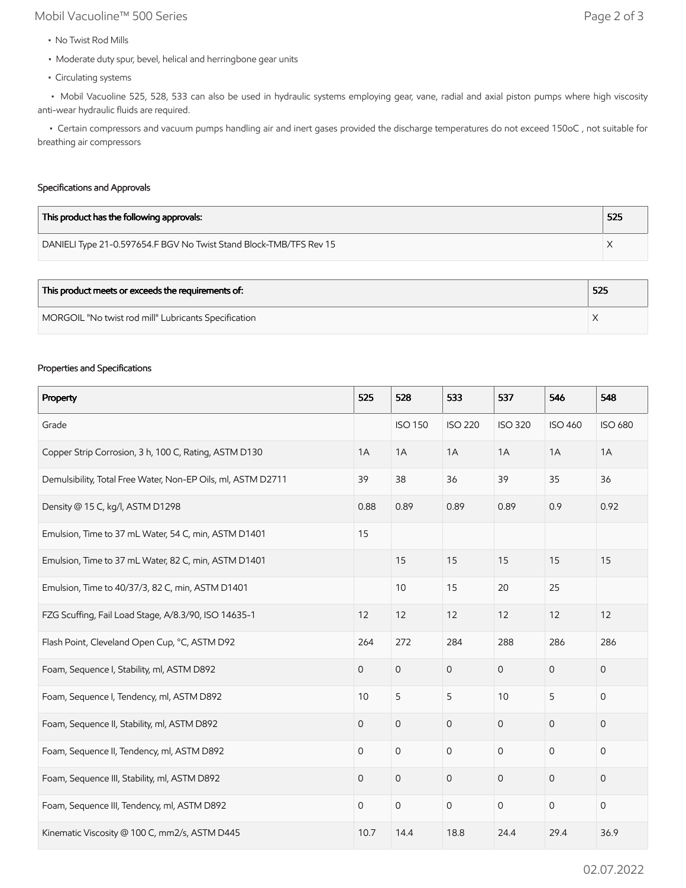- No Twist Rod Mills
- Moderate duty spur, bevel, helical and herringbone gear units
- Circulating systems
- Mobil Vacuoline 525, 528, 533 can also be used in hydraulic systems employing gear, vane, radial and axial piston pumps where high viscosity anti-wear hydraulic fluids are required.
- Certain compressors and vacuum pumps handling air and inert gases provided the discharge temperatures do not exceed 150oC , not suitable for breathing air compressors

### Specifications and Approvals

| This product has the following approvals: | 525 |
|---|---|
| DANIELI Type 21-0.597654.F BGV No Twist Stand Block-TMB/TFS Rev 15 | X |

| This product meets or exceeds the requirements of: | 525 |
|---|---|
| MORGOIL "No twist rod mill" Lubricants Specification | X |

### Properties and Specifications

| Property | 525 | 528 | 533 | 537 | 546 | 548 |
|---|---|---|---|---|---|---|
| Grade | | ISO 150 | ISO 220 | ISO 320 | ISO 460 | ISO 680 |
| Copper Strip Corrosion, 3 h, 100 C, Rating, ASTM D130 | 1A | 1A | 1A | 1A | 1A | 1A |
| Demulsibility, Total Free Water, Non-EP Oils, ml, ASTM D2711 | 39 | 38 | 36 | 39 | 35 | 36 |
| Density @ 15 C, kg/l, ASTM D1298 | 0.88 | 0.89 | 0.89 | 0.89 | 0.9 | 0.92 |
| Emulsion, Time to 37 mL Water, 54 C, min, ASTM D1401 | 15 | | | | | |
| Emulsion, Time to 37 mL Water, 82 C, min, ASTM D1401 | | 15 | 15 | 15 | 15 | 15 |
| Emulsion, Time to 40/37/3, 82 C, min, ASTM D1401 | | 10 | 15 | 20 | 25 | |
| FZG Scuffing, Fail Load Stage, A/8.3/90, ISO 14635-1 | 12 | 12 | 12 | 12 | 12 | 12 |
| Flash Point, Cleveland Open Cup, °C, ASTM D92 | 264 | 272 | 284 | 288 | 286 | 286 |
| Foam, Sequence I, Stability, ml, ASTM D892 | 0 | 0 | 0 | 0 | 0 | 0 |
| Foam, Sequence I, Tendency, ml, ASTM D892 | 10 | 5 | 5 | 10 | 5 | 0 |
| Foam, Sequence II, Stability, ml, ASTM D892 | 0 | 0 | 0 | 0 | 0 | 0 |
| Foam, Sequence II, Tendency, ml, ASTM D892 | 0 | 0 | 0 | 0 | 0 | 0 |
| Foam, Sequence III, Stability, ml, ASTM D892 | 0 | 0 | 0 | 0 | 0 | 0 |
| Foam, Sequence III, Tendency, ml, ASTM D892 | 0 | 0 | 0 | 0 | 0 | 0 |
| Kinematic Viscosity @ 100 C, mm2/s, ASTM D445 | 10.7 | 14.4 | 18.8 | 24.4 | 29.4 | 36.9 |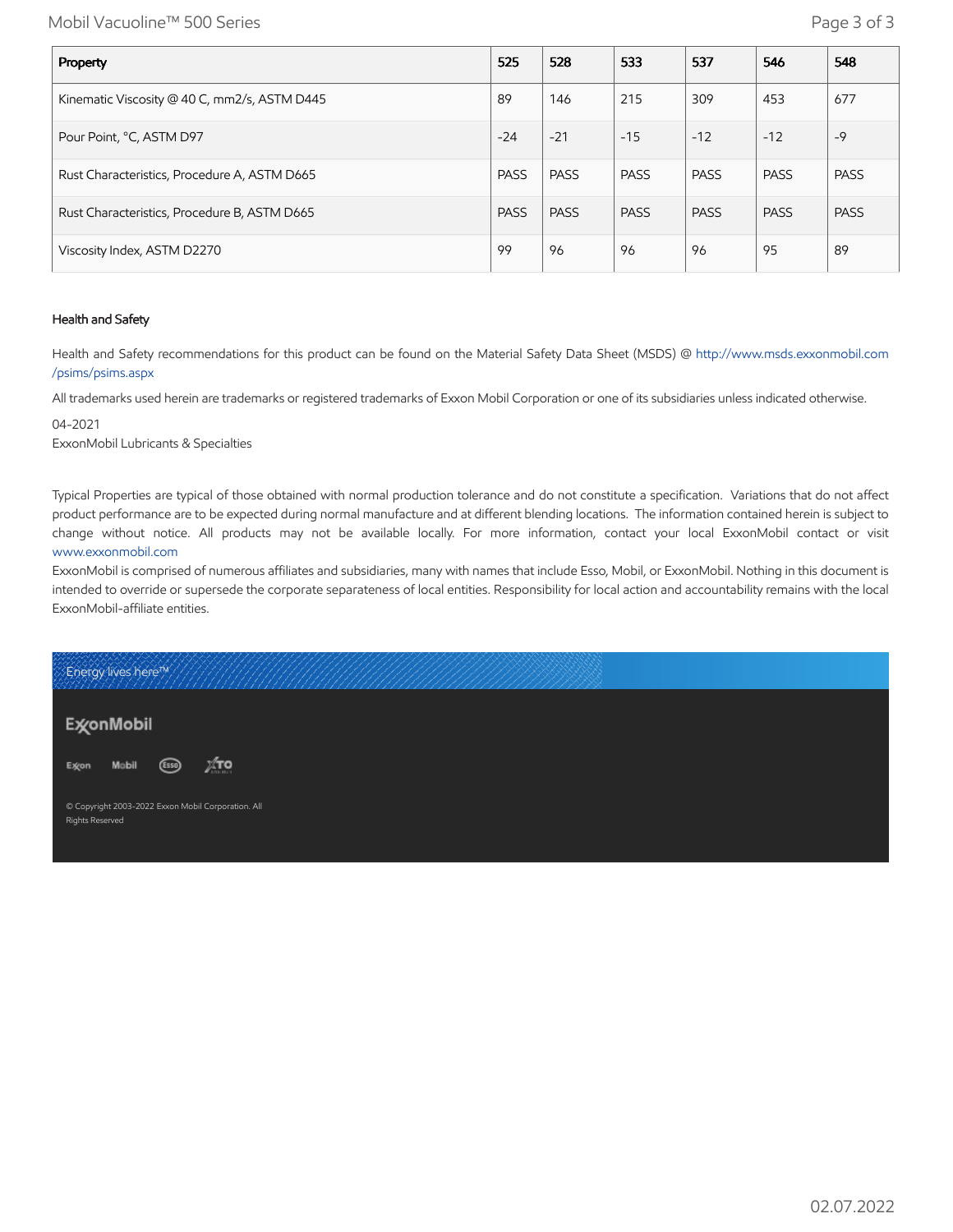| Property | 525 | 528 | 533 | 537 | 546 | 548 |
|---|---|---|---|---|---|---|
| Kinematic Viscosity @ 40 C, mm2/s, ASTM D445 | 89 | 146 | 215 | 309 | 453 | 677 |
| Pour Point, °C, ASTM D97 | -24 | -21 | -15 | -12 | -12 | -9 |
| Rust Characteristics, Procedure A, ASTM D665 | PASS | PASS | PASS | PASS | PASS | PASS |
| Rust Characteristics, Procedure B, ASTM D665 | PASS | PASS | PASS | PASS | PASS | PASS |
| Viscosity Index, ASTM D2270 | 99 | 96 | 96 | 96 | 95 | 89 |

#### Health and Safety

Health and Safety recommendations for this product can be found on the Material Safety Data Sheet (MSDS) @ http://www.msds.exxonmobil.com/psims/psims.aspx

All trademarks used herein are trademarks or registered trademarks of Exxon Mobil Corporation or one of its subsidiaries unless indicated otherwise.

04-2021
ExxonMobil Lubricants & Specialties

Typical Properties are typical of those obtained with normal production tolerance and do not constitute a specification. Variations that do not affect product performance are to be expected during normal manufacture and at different blending locations. The information contained herein is subject to change without notice. All products may not be available locally. For more information, contact your local ExxonMobil contact or visit www.exxonmobil.com

ExxonMobil is comprised of numerous affiliates and subsidiaries, many with names that include Esso, Mobil, or ExxonMobil. Nothing in this document is intended to override or supersede the corporate separateness of local entities. Responsibility for local action and accountability remains with the local ExxonMobil-affiliate entities.

Energy lives here™

ExxonMobil

Exxon Mobil Esso XTO

© Copyright 2003-2022 Exxon Mobil Corporation. All Rights Reserved

02.07.2022